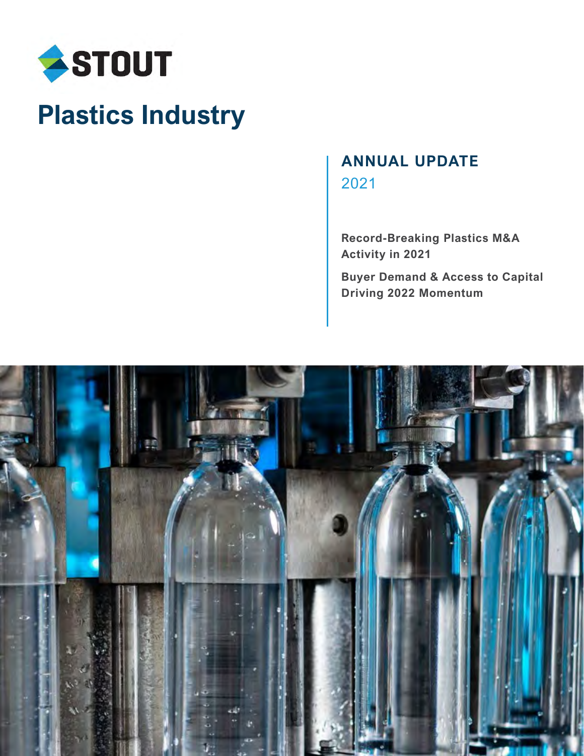STOUT

# Plastics Industry

## ANNUAL UPDATE

2021

**Record-Breaking Plastics M&A Activity in 2021**

**Buyer Demand & Access to Capital Driving 2022 Momentum**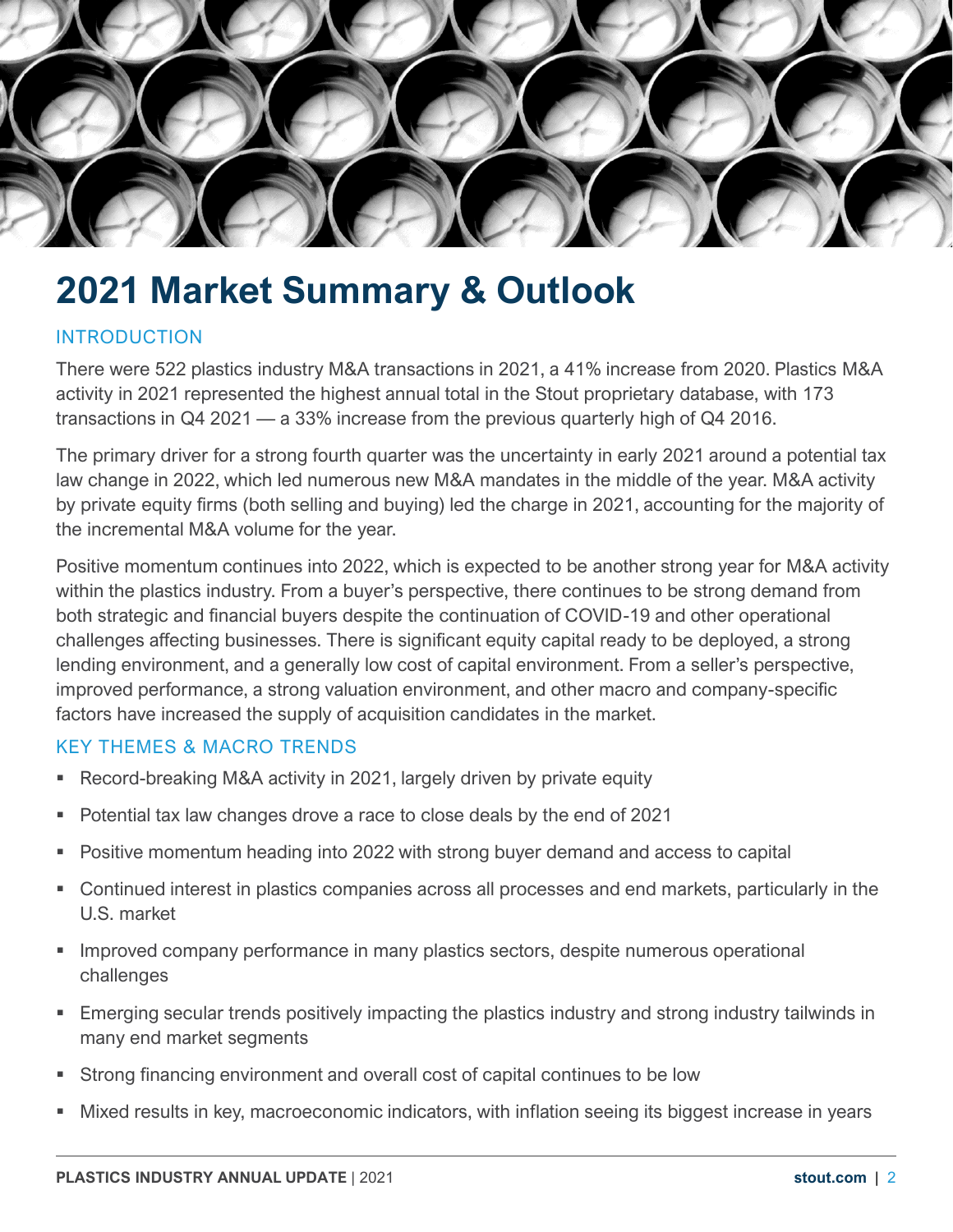# 2021 Market Summary & Outlook

## INTRODUCTION

There were 522 plastics industry M&A transactions in 2021, a 41% increase from 2020. Plastics M&A activity in 2021 represented the highest annual total in the Stout proprietary database, with 173 transactions in Q4 2021 — a 33% increase from the previous quarterly high of Q4 2016.

The primary driver for a strong fourth quarter was the uncertainty in early 2021 around a potential tax law change in 2022, which led numerous new M&A mandates in the middle of the year. M&A activity by private equity firms (both selling and buying) led the charge in 2021, accounting for the majority of the incremental M&A volume for the year.

Positive momentum continues into 2022, which is expected to be another strong year for M&A activity within the plastics industry. From a buyer's perspective, there continues to be strong demand from both strategic and financial buyers despite the continuation of COVID-19 and other operational challenges affecting businesses. There is significant equity capital ready to be deployed, a strong lending environment, and a generally low cost of capital environment. From a seller's perspective, improved performance, a strong valuation environment, and other macro and company-specific factors have increased the supply of acquisition candidates in the market.

## KEY THEMES & MACRO TRENDS

- Record-breaking M&A activity in 2021, largely driven by private equity
- Potential tax law changes drove a race to close deals by the end of 2021
- Positive momentum heading into 2022 with strong buyer demand and access to capital
- Continued interest in plastics companies across all processes and end markets, particularly in the U.S. market
- Improved company performance in many plastics sectors, despite numerous operational challenges
- Emerging secular trends positively impacting the plastics industry and strong industry tailwinds in many end market segments
- Strong financing environment and overall cost of capital continues to be low
- Mixed results in key, macroeconomic indicators, with inflation seeing its biggest increase in years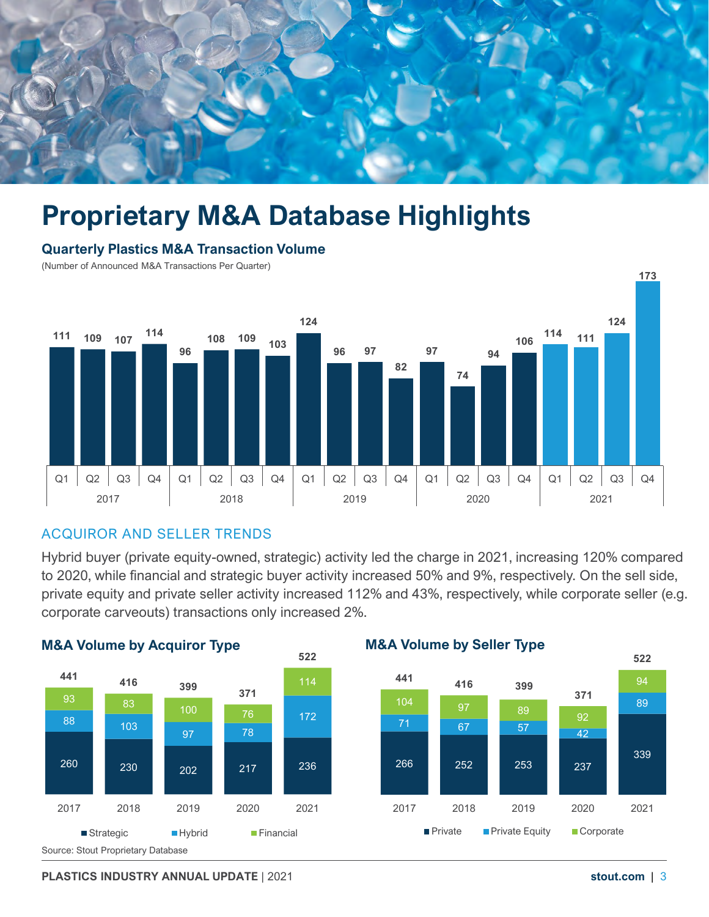# Proprietary M&A Database Highlights

### Quarterly Plastics M&A Transaction Volume

(Number of Announced M&A Transactions Per Quarter)

| Year | Q1 | Q2 | Q3 | Q4 |
|---|---|---|---|---|
| 2017 | 111 | 109 | 107 | 114 |
| 2018 | 96 | 108 | 109 | 103 |
| 2019 | 124 | 96 | 97 | 82 |
| 2020 | 97 | 74 | 94 | 106 |
| 2021 | 114 | 111 | 124 | 173 |

## ACQUIROR AND SELLER TRENDS

Hybrid buyer (private equity-owned, strategic) activity led the charge in 2021, increasing 120% compared to 2020, while financial and strategic buyer activity increased 50% and 9%, respectively. On the sell side, private equity and private seller activity increased 112% and 43%, respectively, while corporate seller (e.g. corporate carveouts) transactions only increased 2%.

### M&A Volume by Acquiror Type

| | 2017 | 2018 | 2019 | 2020 | 2021 |
|---|---|---|---|---|---|
| Strategic | 260 | 230 | 202 | 217 | 236 |
| Hybrid | 88 | 103 | 97 | 78 | 172 |
| Financial | 93 | 83 | 100 | 76 | 114 |
| Total | 441 | 416 | 399 | 371 | 522 |

### M&A Volume by Seller Type

| | 2017 | 2018 | 2019 | 2020 | 2021 |
|---|---|---|---|---|---|
| Private | 266 | 252 | 253 | 237 | 339 |
| Private Equity | 71 | 67 | 57 | 42 | 89 |
| Corporate | 104 | 97 | 89 | 92 | 94 |
| Total | 441 | 416 | 399 | 371 | 522 |

Source: Stout Proprietary Database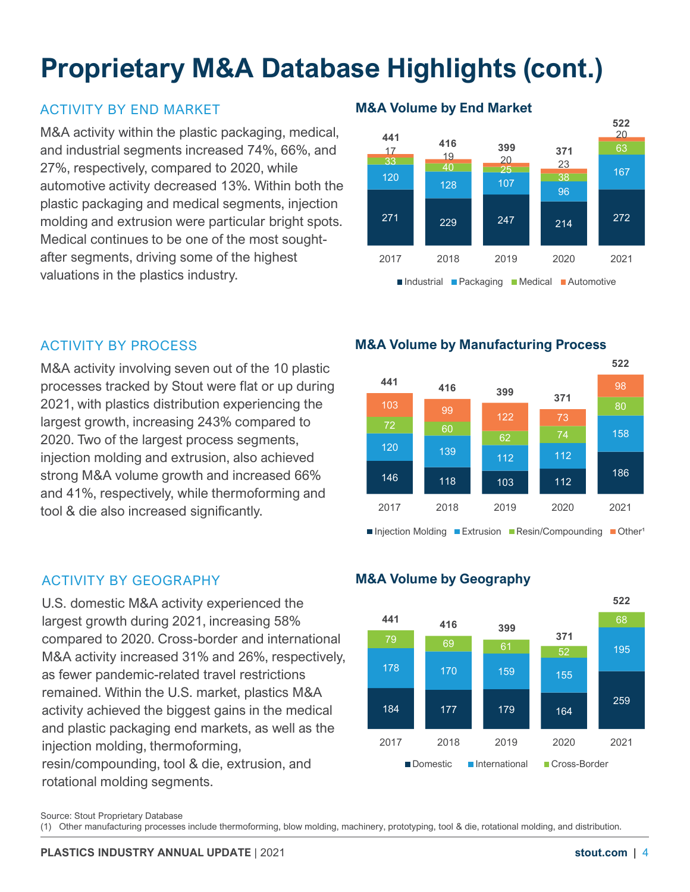# Proprietary M&A Database Highlights (cont.)

## ACTIVITY BY END MARKET

M&A activity within the plastic packaging, medical, and industrial segments increased 74%, 66%, and 27%, respectively, compared to 2020, while automotive activity decreased 13%. Within both the plastic packaging and medical segments, injection molding and extrusion were particular bright spots. Medical continues to be one of the most sought-after segments, driving some of the highest valuations in the plastics industry.

### M&A Volume by End Market

| | 2017 | 2018 | 2019 | 2020 | 2021 |
|---|---|---|---|---|---|
| Industrial | 271 | 229 | 247 | 214 | 272 |
| Packaging | 120 | 128 | 107 | 96 | 167 |
| Medical | 33 | 40 | 25 | 38 | 63 |
| Automotive | 17 | 19 | 20 | 23 | 20 |
| Total | 441 | 416 | 399 | 371 | 522 |

## ACTIVITY BY PROCESS

M&A activity involving seven out of the 10 plastic processes tracked by Stout were flat or up during 2021, with plastics distribution experiencing the largest growth, increasing 243% compared to 2020. Two of the largest process segments, injection molding and extrusion, also achieved strong M&A volume growth and increased 66% and 41%, respectively, while thermoforming and tool & die also increased significantly.

### M&A Volume by Manufacturing Process

| | 2017 | 2018 | 2019 | 2020 | 2021 |
|---|---|---|---|---|---|
| Injection Molding | 146 | 118 | 103 | 112 | 186 |
| Extrusion | 120 | 139 | 112 | 112 | 158 |
| Resin/Compounding | 72 | 60 | 62 | 74 | 80 |
| Other[1] | 103 | 99 | 122 | 73 | 98 |
| Total | 441 | 416 | 399 | 371 | 522 |

## ACTIVITY BY GEOGRAPHY

U.S. domestic M&A activity experienced the largest growth during 2021, increasing 58% compared to 2020. Cross-border and international M&A activity increased 31% and 26%, respectively, as fewer pandemic-related travel restrictions remained. Within the U.S. market, plastics M&A activity achieved the biggest gains in the medical and plastic packaging end markets, as well as the injection molding, thermoforming, resin/compounding, tool & die, extrusion, and rotational molding segments.

### M&A Volume by Geography

| | 2017 | 2018 | 2019 | 2020 | 2021 |
|---|---|---|---|---|---|
| Domestic | 184 | 177 | 179 | 164 | 259 |
| International | 178 | 170 | 159 | 155 | 195 |
| Cross-Border | 79 | 69 | 61 | 52 | 68 |
| Total | 441 | 416 | 399 | 371 | 522 |

Source: Stout Proprietary Database

(1) Other manufacturing processes include thermoforming, blow molding, machinery, prototyping, tool & die, rotational molding, and distribution.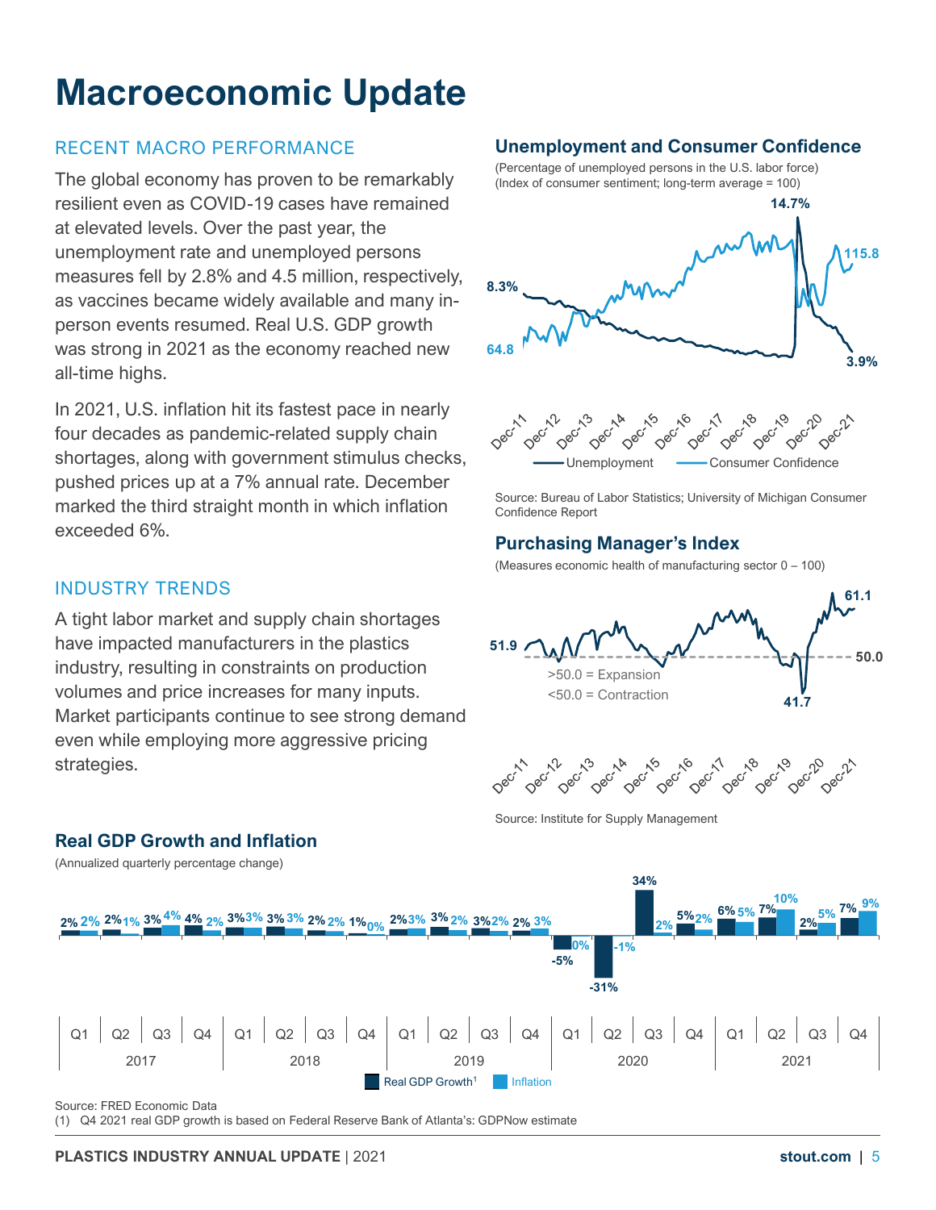# Macroeconomic Update

## RECENT MACRO PERFORMANCE

The global economy has proven to be remarkably resilient even as COVID-19 cases have remained at elevated levels. Over the past year, the unemployment rate and unemployed persons measures fell by 2.8% and 4.5 million, respectively, as vaccines became widely available and many in-person events resumed. Real U.S. GDP growth was strong in 2021 as the economy reached new all-time highs.

In 2021, U.S. inflation hit its fastest pace in nearly four decades as pandemic-related supply chain shortages, along with government stimulus checks, pushed prices up at a 7% annual rate. December marked the third straight month in which inflation exceeded 6%.

## INDUSTRY TRENDS

A tight labor market and supply chain shortages have impacted manufacturers in the plastics industry, resulting in constraints on production volumes and price increases for many inputs. Market participants continue to see strong demand even while employing more aggressive pricing strategies.

### Unemployment and Consumer Confidence

(Percentage of unemployed persons in the U.S. labor force)
(Index of consumer sentiment; long-term average = 100)

Unemployment: 8.3% (Dec-11), 14.7% (peak), 3.9% (Dec-21)
Consumer Confidence: 64.8 (Dec-11), 115.8 (Dec-21)

Source: Bureau of Labor Statistics; University of Michigan Consumer Confidence Report

### Purchasing Manager's Index

(Measures economic health of manufacturing sector 0 – 100)

>50.0 = Expansion
<50.0 = Contraction

51.9 (Dec-11), 41.7 (low), 61.1 (Dec-21); 50.0 threshold

Source: Institute for Supply Management

### Real GDP Growth and Inflation

(Annualized quarterly percentage change)

| Year | Quarter | Real GDP Growth[1] | Inflation |
|---|---|---|---|
| 2017 | Q1 | 2% | 2% |
| 2017 | Q2 | 2% | 1% |
| 2017 | Q3 | 3% | 4% |
| 2017 | Q4 | 4% | 2% |
| 2018 | Q1 | 3% | 3% |
| 2018 | Q2 | 3% | 3% |
| 2018 | Q3 | 2% | 2% |
| 2018 | Q4 | 1% | 0% |
| 2019 | Q1 | 2% | 3% |
| 2019 | Q2 | 3% | 2% |
| 2019 | Q3 | 3% | 2% |
| 2019 | Q4 | 2% | 3% |
| 2020 | Q1 | -5% | 0% |
| 2020 | Q2 | -31% | -1% |
| 2020 | Q3 | 34% | 2% |
| 2020 | Q4 | 5% | 2% |
| 2021 | Q1 | 6% | 5% |
| 2021 | Q2 | 7% | 10% |
| 2021 | Q3 | 2% | 5% |
| 2021 | Q4 | 7% | 9% |

Source: FRED Economic Data
(1) Q4 2021 real GDP growth is based on Federal Reserve Bank of Atlanta's: GDPNow estimate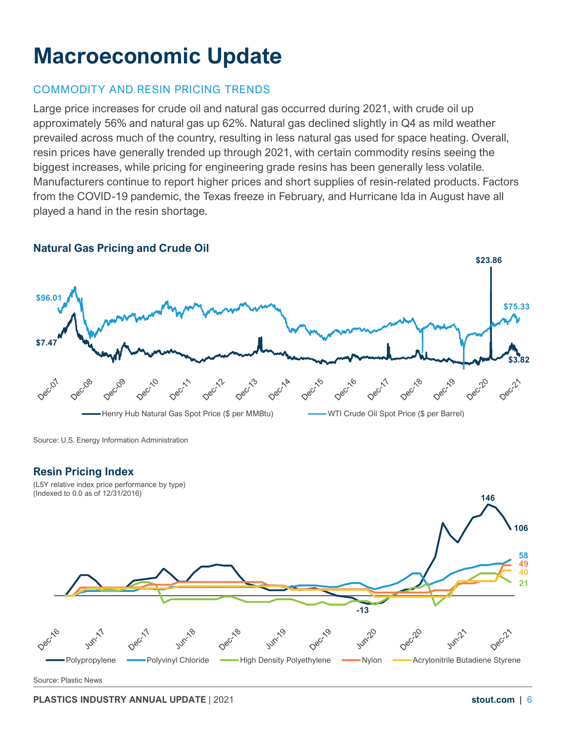# Macroeconomic Update

## COMMODITY AND RESIN PRICING TRENDS

Large price increases for crude oil and natural gas occurred during 2021, with crude oil up approximately 56% and natural gas up 62%. Natural gas declined slightly in Q4 as mild weather prevailed across much of the country, resulting in less natural gas used for space heating. Overall, resin prices have generally trended up through 2021, with certain commodity resins seeing the biggest increases, while pricing for engineering grade resins has been generally less volatile. Manufacturers continue to report higher prices and short supplies of resin-related products. Factors from the COVID-19 pandemic, the Texas freeze in February, and Hurricane Ida in August have all played a hand in the resin shortage.

### Natural Gas Pricing and Crude Oil

$96.01 — $75.33 (WTI Crude Oil Spot Price ($ per Barrel))

$7.47 — $23.86 — $3.82 (Henry Hub Natural Gas Spot Price ($ per MMBtu))

Dec-07, Dec-08, Dec-09, Dec-10, Dec-11, Dec-12, Dec-13, Dec-14, Dec-15, Dec-16, Dec-17, Dec-18, Dec-19, Dec-20, Dec-21

Source: U.S. Energy Information Administration

### Resin Pricing Index

(L5Y relative index price performance by type)
(Indexed to 0.0 as of 12/31/2016)

Polypropylene: 146 (peak), -13 (low), 106 (latest)
Polyvinyl Chloride: 58
Nylon: 49
Acrylonitrile Butadiene Styrene: 40
High Density Polyethylene: 21

Dec-16, Jun-17, Dec-17, Jun-18, Dec-18, Jun-19, Dec-19, Jun-20, Dec-20, Jun-21, Dec-21

Source: Plastic News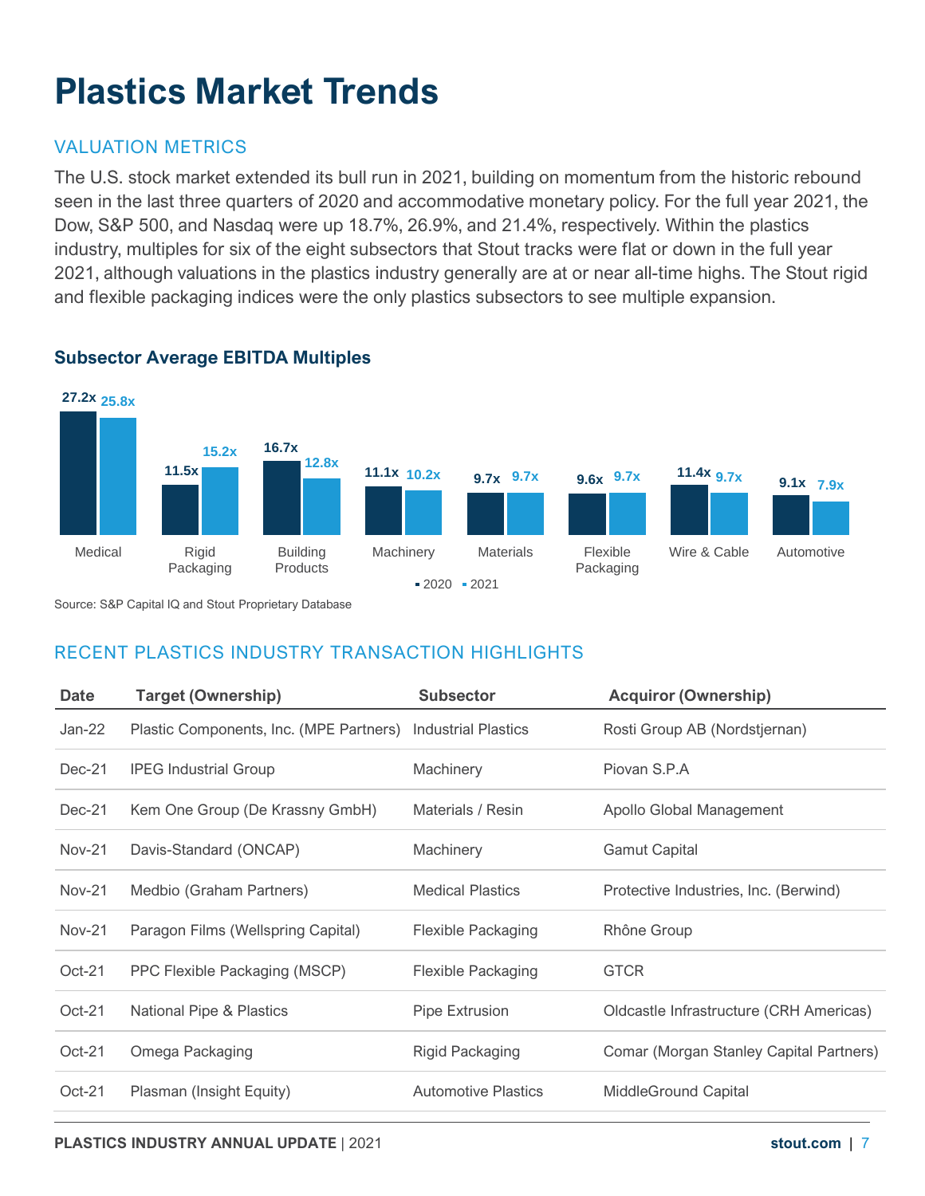# Plastics Market Trends

## VALUATION METRICS

The U.S. stock market extended its bull run in 2021, building on momentum from the historic rebound seen in the last three quarters of 2020 and accommodative monetary policy. For the full year 2021, the Dow, S&P 500, and Nasdaq were up 18.7%, 26.9%, and 21.4%, respectively. Within the plastics industry, multiples for six of the eight subsectors that Stout tracks were flat or down in the full year 2021, although valuations in the plastics industry generally are at or near all-time highs. The Stout rigid and flexible packaging indices were the only plastics subsectors to see multiple expansion.

### Subsector Average EBITDA Multiples

| Subsector | 2020 | 2021 |
|---|---|---|
| Medical | 27.2x | 25.8x |
| Rigid Packaging | 11.5x | 15.2x |
| Building Products | 16.7x | 12.8x |
| Machinery | 11.1x | 10.2x |
| Materials | 9.7x | 9.7x |
| Flexible Packaging | 9.6x | 9.7x |
| Wire & Cable | 11.4x | 9.7x |
| Automotive | 9.1x | 7.9x |

Source: S&P Capital IQ and Stout Proprietary Database

## RECENT PLASTICS INDUSTRY TRANSACTION HIGHLIGHTS

| Date | Target (Ownership) | Subsector | Acquiror (Ownership) |
|---|---|---|---|
| Jan-22 | Plastic Components, Inc. (MPE Partners) | Industrial Plastics | Rosti Group AB (Nordstjernan) |
| Dec-21 | IPEG Industrial Group | Machinery | Piovan S.P.A |
| Dec-21 | Kem One Group (De Krassny GmbH) | Materials / Resin | Apollo Global Management |
| Nov-21 | Davis-Standard (ONCAP) | Machinery | Gamut Capital |
| Nov-21 | Medbio (Graham Partners) | Medical Plastics | Protective Industries, Inc. (Berwind) |
| Nov-21 | Paragon Films (Wellspring Capital) | Flexible Packaging | Rhône Group |
| Oct-21 | PPC Flexible Packaging (MSCP) | Flexible Packaging | GTCR |
| Oct-21 | National Pipe & Plastics | Pipe Extrusion | Oldcastle Infrastructure (CRH Americas) |
| Oct-21 | Omega Packaging | Rigid Packaging | Comar (Morgan Stanley Capital Partners) |
| Oct-21 | Plasman (Insight Equity) | Automotive Plastics | MiddleGround Capital |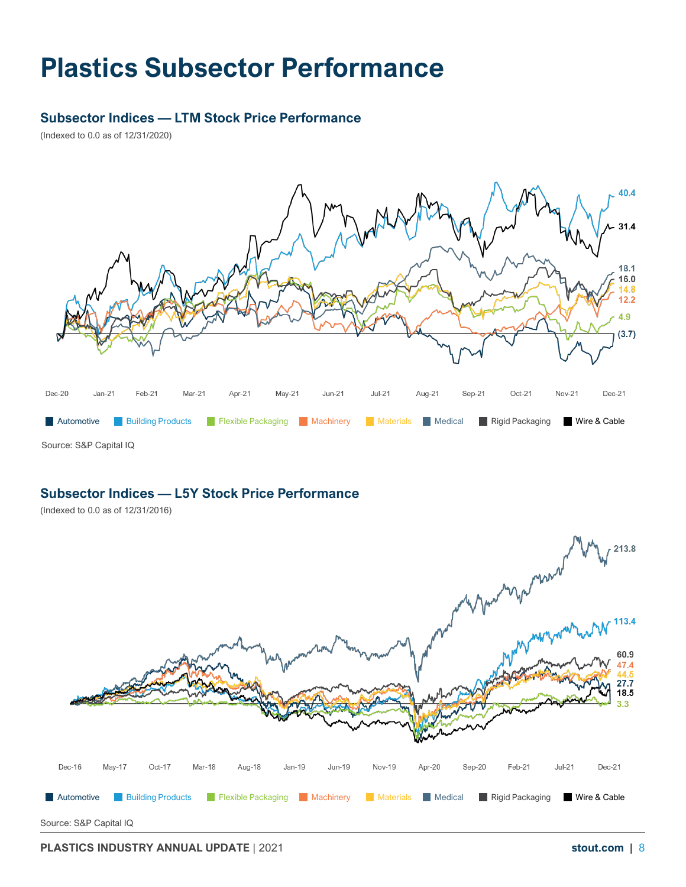# Plastics Subsector Performance

## Subsector Indices — LTM Stock Price Performance

(Indexed to 0.0 as of 12/31/2020)

| Subsector | Value |
|---|---|
| Building Products | 40.4 |
| Wire & Cable | 31.4 |
| Medical | 18.1 |
| Rigid Packaging | 16.0 |
| Materials | 14.8 |
| Machinery | 12.2 |
| Flexible Packaging | 4.9 |
| Automotive | (3.7) |

Dec-20 · Jan-21 · Feb-21 · Mar-21 · Apr-21 · May-21 · Jun-21 · Jul-21 · Aug-21 · Sep-21 · Oct-21 · Nov-21 · Dec-21

Automotive · Building Products · Flexible Packaging · Machinery · Materials · Medical · Rigid Packaging · Wire & Cable

Source: S&P Capital IQ

## Subsector Indices — L5Y Stock Price Performance

(Indexed to 0.0 as of 12/31/2016)

| Subsector | Value |
|---|---|
| Medical | 213.8 |
| Building Products | 113.4 |
| Rigid Packaging | 60.9 |
| Machinery | 47.4 |
| Materials | 44.5 |
| Automotive | 27.7 |
| Wire & Cable | 18.5 |
| Flexible Packaging | 3.3 |

Dec-16 · May-17 · Oct-17 · Mar-18 · Aug-18 · Jan-19 · Jun-19 · Nov-19 · Apr-20 · Sep-20 · Feb-21 · Jul-21 · Dec-21

Automotive · Building Products · Flexible Packaging · Machinery · Materials · Medical · Rigid Packaging · Wire & Cable

Source: S&P Capital IQ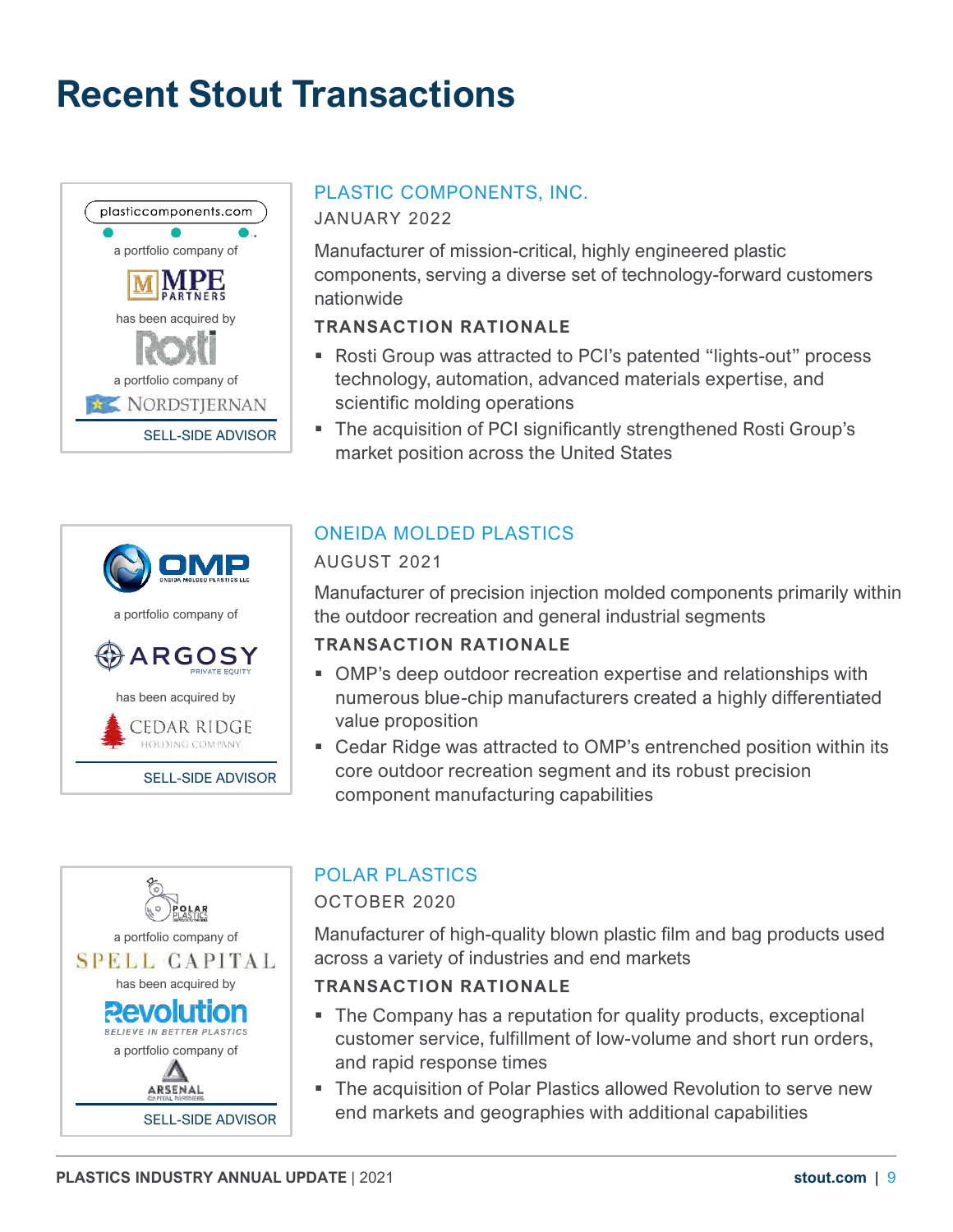# Recent Stout Transactions

plasticcomponents.com

a portfolio company of

MPE PARTNERS

has been acquired by

Rosti

a portfolio company of

NORDSTJERNAN

SELL-SIDE ADVISOR

## PLASTIC COMPONENTS, INC.

JANUARY 2022

Manufacturer of mission-critical, highly engineered plastic components, serving a diverse set of technology-forward customers nationwide

### TRANSACTION RATIONALE

- Rosti Group was attracted to PCI's patented "lights-out" process technology, automation, advanced materials expertise, and scientific molding operations
- The acquisition of PCI significantly strengthened Rosti Group's market position across the United States

OMP ONEIDA MOLDED PLASTICS LLC

a portfolio company of

ARGOSY PRIVATE EQUITY

has been acquired by

CEDAR RIDGE HOLDING COMPANY

SELL-SIDE ADVISOR

## ONEIDA MOLDED PLASTICS

AUGUST 2021

Manufacturer of precision injection molded components primarily within the outdoor recreation and general industrial segments

### TRANSACTION RATIONALE

- OMP's deep outdoor recreation expertise and relationships with numerous blue-chip manufacturers created a highly differentiated value proposition
- Cedar Ridge was attracted to OMP's entrenched position within its core outdoor recreation segment and its robust precision component manufacturing capabilities

POLAR PLASTICS

a portfolio company of

SPELL CAPITAL

has been acquired by

Revolution BELIEVE IN BETTER PLASTICS

a portfolio company of

ARSENAL CAPITAL PARTNERS

SELL-SIDE ADVISOR

## POLAR PLASTICS

OCTOBER 2020

Manufacturer of high-quality blown plastic film and bag products used across a variety of industries and end markets

### TRANSACTION RATIONALE

- The Company has a reputation for quality products, exceptional customer service, fulfillment of low-volume and short run orders, and rapid response times
- The acquisition of Polar Plastics allowed Revolution to serve new end markets and geographies with additional capabilities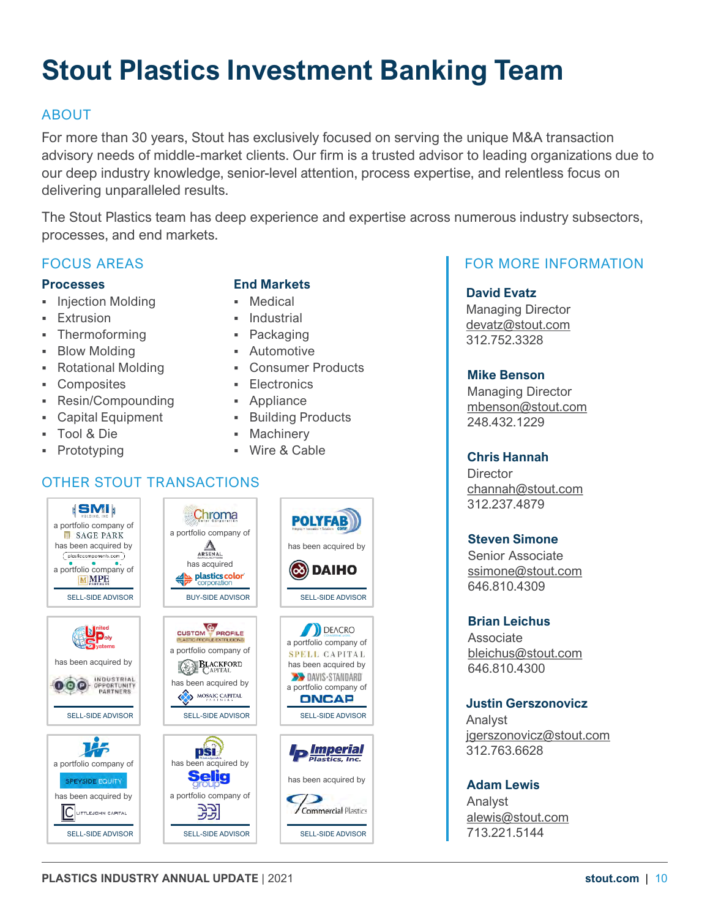# Stout Plastics Investment Banking Team

## ABOUT

For more than 30 years, Stout has exclusively focused on serving the unique M&A transaction advisory needs of middle-market clients. Our firm is a trusted advisor to leading organizations due to our deep industry knowledge, senior-level attention, process expertise, and relentless focus on delivering unparalleled results.

The Stout Plastics team has deep experience and expertise across numerous industry subsectors, processes, and end markets.

## FOCUS AREAS

### Processes

- Injection Molding
- Extrusion
- Thermoforming
- Blow Molding
- Rotational Molding
- Composites
- Resin/Compounding
- Capital Equipment
- Tool & Die
- Prototyping

### End Markets

- Medical
- Industrial
- Packaging
- Automotive
- Consumer Products
- Electronics
- Appliance
- Building Products
- Machinery
- Wire & Cable

## OTHER STOUT TRANSACTIONS

SMI Molding, Inc., a portfolio company of Sage Park, has been acquired by plasticcomponents.com, a portfolio company of MPE Partners — SELL-SIDE ADVISOR

Chroma Color Corporation, a portfolio company of Arsenal Capital Partners, has acquired plastics color corporation — BUY-SIDE ADVISOR

Polyfab Corp. has been acquired by Daiho — SELL-SIDE ADVISOR

United Poly Systems has been acquired by Industrial Opportunity Partners — SELL-SIDE ADVISOR

Custom Profile, a portfolio company of Blackford Capital, has been acquired by Mosaic Capital Partners — SELL-SIDE ADVISOR

Deacro, a portfolio company of Spell Capital, has been acquired by Davis-Standard, a portfolio company of ONCAP — SELL-SIDE ADVISOR

W, a portfolio company of Speyside Equity, has been acquired by Littlejohn Capital — SELL-SIDE ADVISOR

PSI has been acquired by Selig Group, a portfolio company of CCMP — SELL-SIDE ADVISOR

Imperial Plastics, Inc. has been acquired by Commercial Plastics — SELL-SIDE ADVISOR

## FOR MORE INFORMATION

**David Evatz**
Managing Director
devatz@stout.com
312.752.3328

**Mike Benson**
Managing Director
mbenson@stout.com
248.432.1229

**Chris Hannah**
Director
channah@stout.com
312.237.4879

**Steven Simone**
Senior Associate
ssimone@stout.com
646.810.4309

**Brian Leichus**
Associate
bleichus@stout.com
646.810.4300

**Justin Gerszonovicz**
Analyst
jgerszonovicz@stout.com
312.763.6628

**Adam Lewis**
Analyst
alewis@stout.com
713.221.5144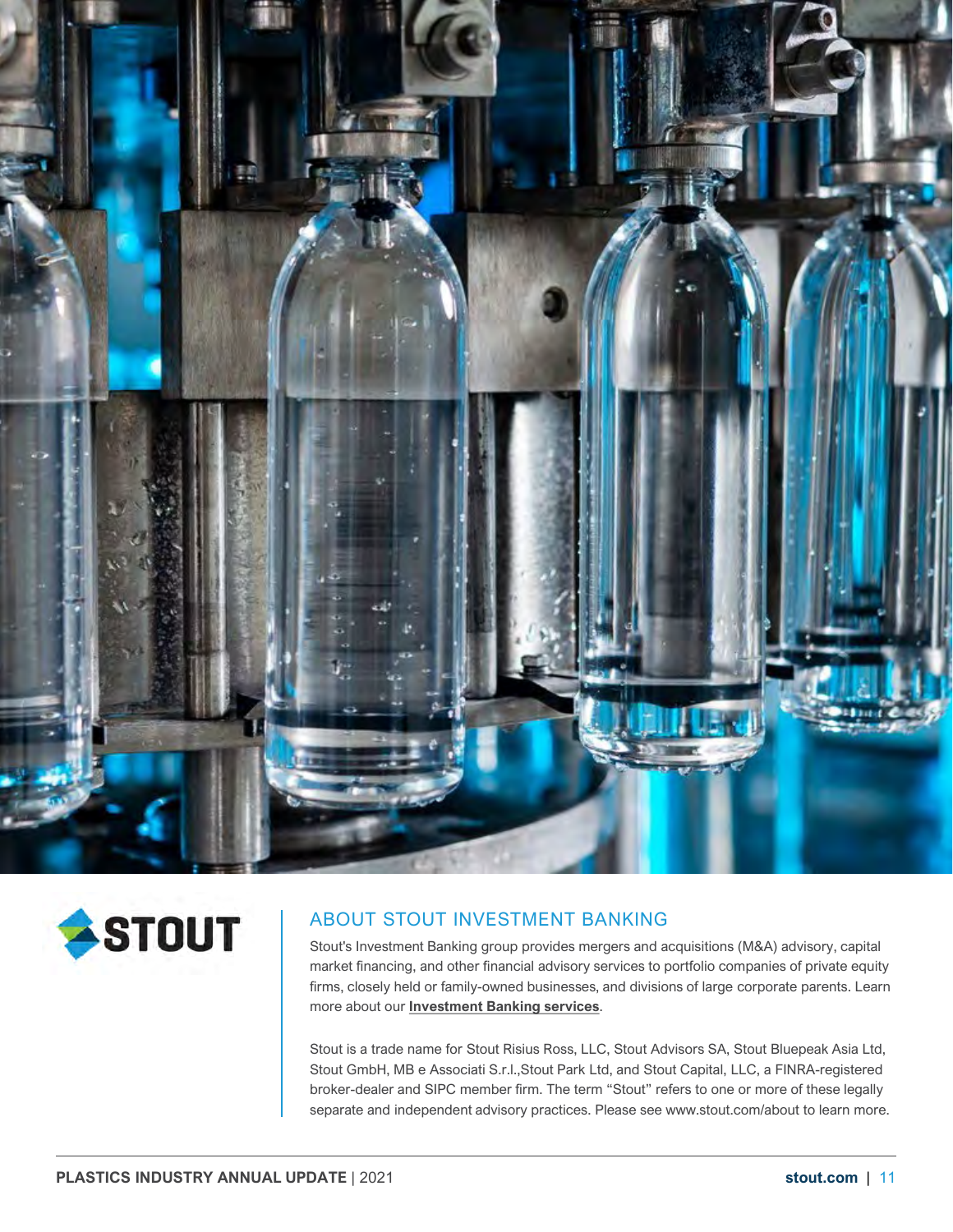## ABOUT STOUT INVESTMENT BANKING

Stout's Investment Banking group provides mergers and acquisitions (M&A) advisory, capital market financing, and other financial advisory services to portfolio companies of private equity firms, closely held or family-owned businesses, and divisions of large corporate parents. Learn more about our **Investment Banking services**.

Stout is a trade name for Stout Risius Ross, LLC, Stout Advisors SA, Stout Bluepeak Asia Ltd, Stout GmbH, MB e Associati S.r.l.,Stout Park Ltd, and Stout Capital, LLC, a FINRA-registered broker-dealer and SIPC member firm. The term "Stout" refers to one or more of these legally separate and independent advisory practices. Please see www.stout.com/about to learn more.